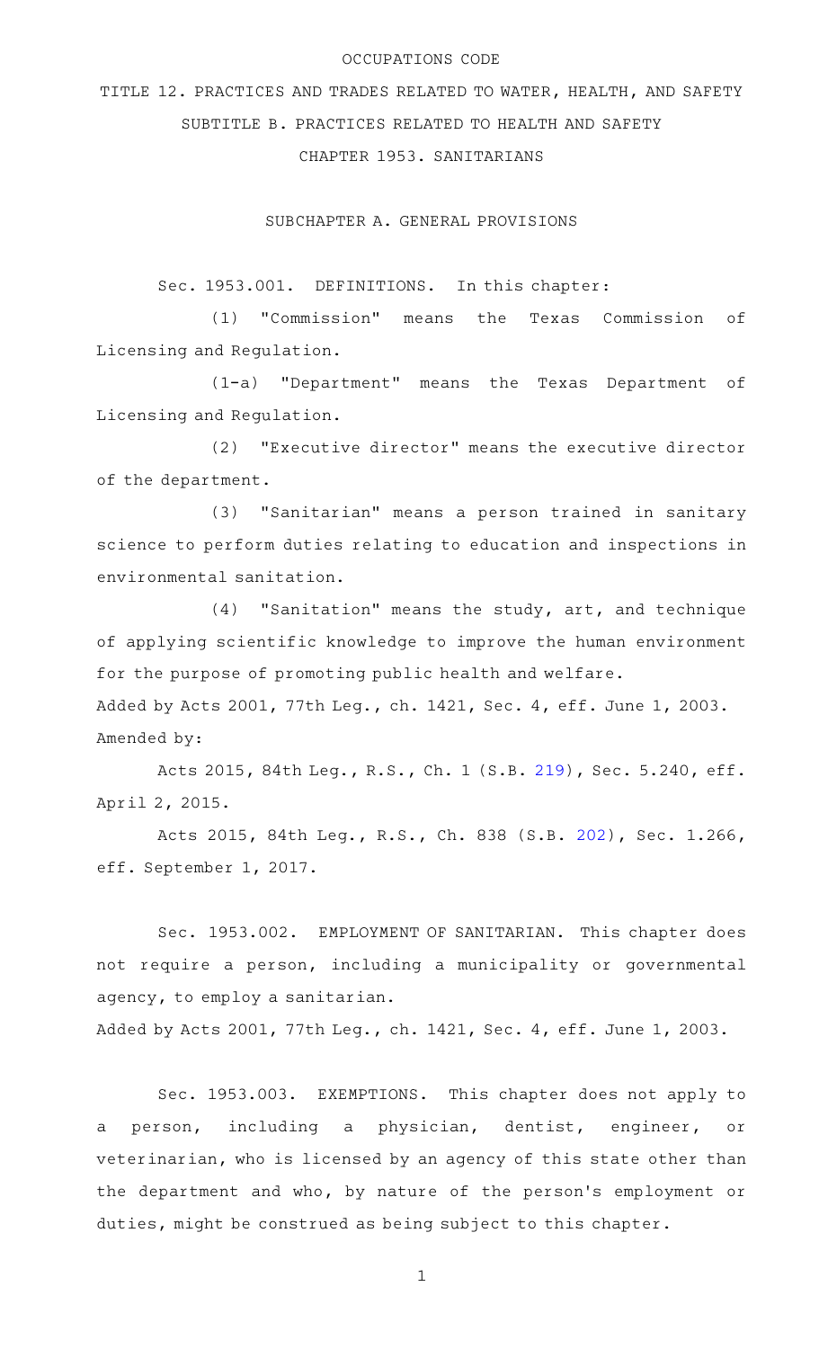OCCUPATIONS CODE

# TITLE 12. PRACTICES AND TRADES RELATED TO WATER, HEALTH, AND SAFETY

## SUBTITLE B. PRACTICES RELATED TO HEALTH AND SAFETY

## CHAPTER 1953. SANITARIANS

### SUBCHAPTER A. GENERAL PROVISIONS

Sec. 1953.001. DEFINITIONS. In this chapter:

(1) "Commission" means the Texas Commission of Licensing and Regulation.

(1-a) "Department" means the Texas Department of Licensing and Regulation.

(2) "Executive director" means the executive director of the department.

(3) "Sanitarian" means a person trained in sanitary science to perform duties relating to education and inspections in environmental sanitation.

(4) "Sanitation" means the study, art, and technique of applying scientific knowledge to improve the human environment for the purpose of promoting public health and welfare.

Added by Acts 2001, 77th Leg., ch. 1421, Sec. 4, eff. June 1, 2003.
Amended by:

Acts 2015, 84th Leg., R.S., Ch. 1 (S.B. 219), Sec. 5.240, eff. April 2, 2015.

Acts 2015, 84th Leg., R.S., Ch. 838 (S.B. 202), Sec. 1.266, eff. September 1, 2017.

Sec. 1953.002. EMPLOYMENT OF SANITARIAN. This chapter does not require a person, including a municipality or governmental agency, to employ a sanitarian.

Added by Acts 2001, 77th Leg., ch. 1421, Sec. 4, eff. June 1, 2003.

Sec. 1953.003. EXEMPTIONS. This chapter does not apply to a person, including a physician, dentist, engineer, or veterinarian, who is licensed by an agency of this state other than the department and who, by nature of the person's employment or duties, might be construed as being subject to this chapter.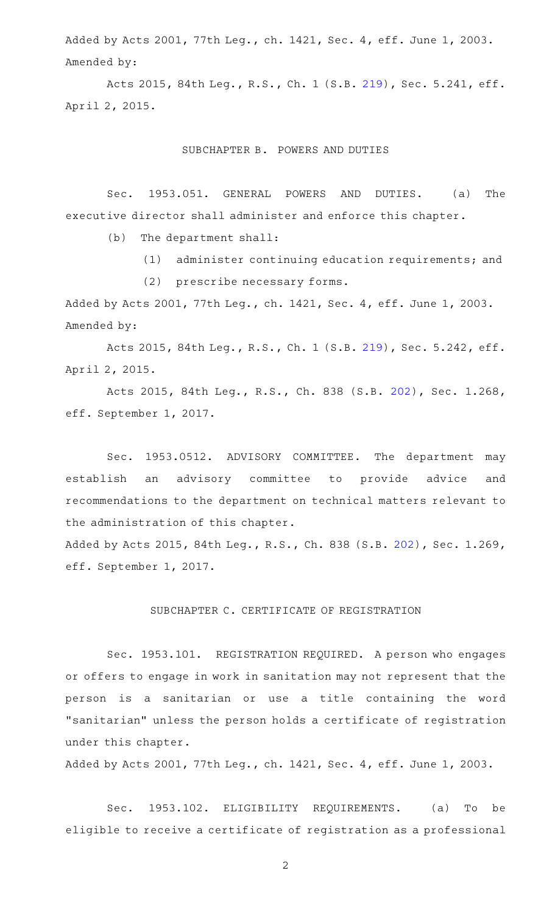Added by Acts 2001, 77th Leg., ch. 1421, Sec. 4, eff. June 1, 2003.
Amended by:

Acts 2015, 84th Leg., R.S., Ch. 1 (S.B. 219), Sec. 5.241, eff. April 2, 2015.

SUBCHAPTER B. POWERS AND DUTIES

Sec. 1953.051. GENERAL POWERS AND DUTIES. (a) The executive director shall administer and enforce this chapter.

(b) The department shall:

(1) administer continuing education requirements; and

(2) prescribe necessary forms.

Added by Acts 2001, 77th Leg., ch. 1421, Sec. 4, eff. June 1, 2003.
Amended by:

Acts 2015, 84th Leg., R.S., Ch. 1 (S.B. 219), Sec. 5.242, eff. April 2, 2015.

Acts 2015, 84th Leg., R.S., Ch. 838 (S.B. 202), Sec. 1.268, eff. September 1, 2017.

Sec. 1953.0512. ADVISORY COMMITTEE. The department may establish an advisory committee to provide advice and recommendations to the department on technical matters relevant to the administration of this chapter.

Added by Acts 2015, 84th Leg., R.S., Ch. 838 (S.B. 202), Sec. 1.269, eff. September 1, 2017.

SUBCHAPTER C. CERTIFICATE OF REGISTRATION

Sec. 1953.101. REGISTRATION REQUIRED. A person who engages or offers to engage in work in sanitation may not represent that the person is a sanitarian or use a title containing the word "sanitarian" unless the person holds a certificate of registration under this chapter.

Added by Acts 2001, 77th Leg., ch. 1421, Sec. 4, eff. June 1, 2003.

Sec. 1953.102. ELIGIBILITY REQUIREMENTS. (a) To be eligible to receive a certificate of registration as a professional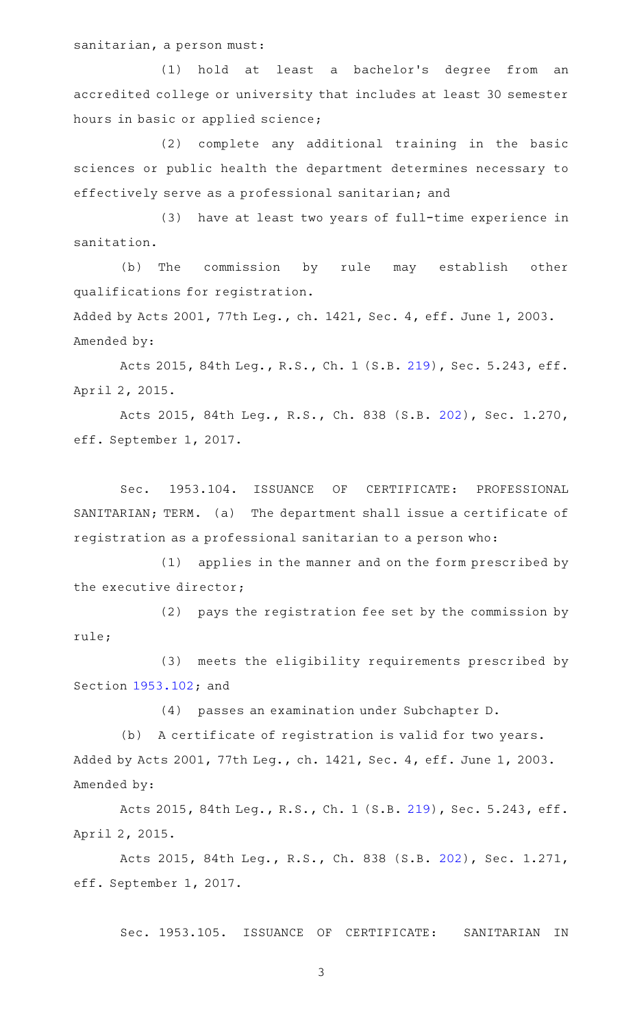sanitarian, a person must:

(1) hold at least a bachelor's degree from an accredited college or university that includes at least 30 semester hours in basic or applied science;

(2) complete any additional training in the basic sciences or public health the department determines necessary to effectively serve as a professional sanitarian; and

(3) have at least two years of full-time experience in sanitation.

(b) The commission by rule may establish other qualifications for registration.

Added by Acts 2001, 77th Leg., ch. 1421, Sec. 4, eff. June 1, 2003.
Amended by:

Acts 2015, 84th Leg., R.S., Ch. 1 (S.B. 219), Sec. 5.243, eff. April 2, 2015.

Acts 2015, 84th Leg., R.S., Ch. 838 (S.B. 202), Sec. 1.270, eff. September 1, 2017.

Sec. 1953.104. ISSUANCE OF CERTIFICATE: PROFESSIONAL SANITARIAN; TERM. (a) The department shall issue a certificate of registration as a professional sanitarian to a person who:

(1) applies in the manner and on the form prescribed by the executive director;

(2) pays the registration fee set by the commission by rule;

(3) meets the eligibility requirements prescribed by Section 1953.102; and

(4) passes an examination under Subchapter D.

(b) A certificate of registration is valid for two years.

Added by Acts 2001, 77th Leg., ch. 1421, Sec. 4, eff. June 1, 2003.
Amended by:

Acts 2015, 84th Leg., R.S., Ch. 1 (S.B. 219), Sec. 5.243, eff. April 2, 2015.

Acts 2015, 84th Leg., R.S., Ch. 838 (S.B. 202), Sec. 1.271, eff. September 1, 2017.

Sec. 1953.105. ISSUANCE OF CERTIFICATE: SANITARIAN IN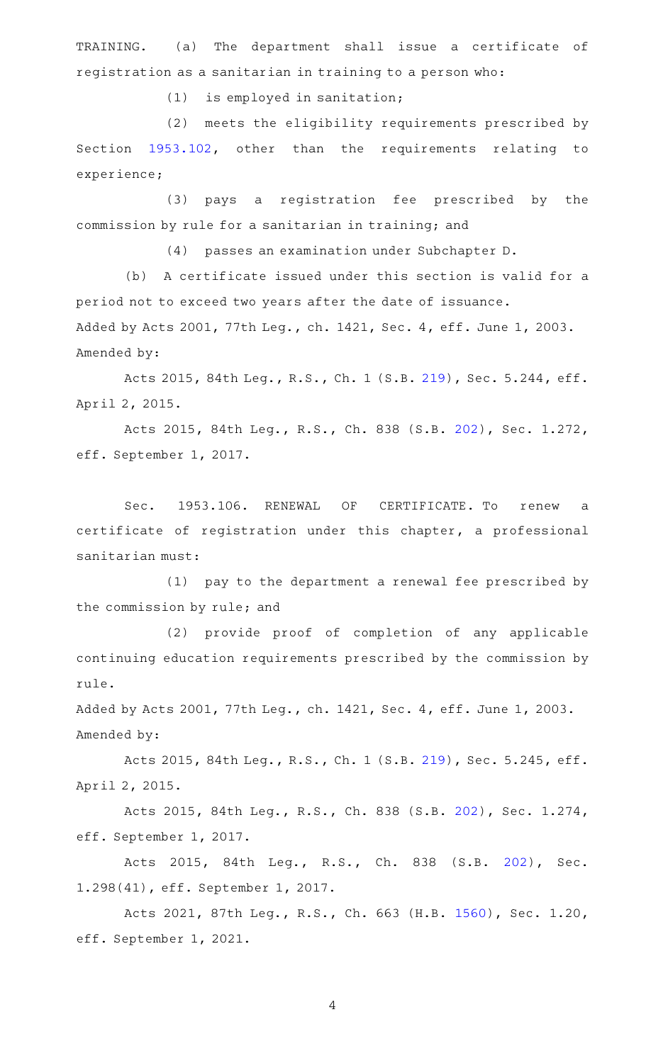TRAINING. (a) The department shall issue a certificate of registration as a sanitarian in training to a person who:

(1) is employed in sanitation;

(2) meets the eligibility requirements prescribed by Section 1953.102, other than the requirements relating to experience;

(3) pays a registration fee prescribed by the commission by rule for a sanitarian in training; and

(4) passes an examination under Subchapter D.

(b) A certificate issued under this section is valid for a period not to exceed two years after the date of issuance.

Added by Acts 2001, 77th Leg., ch. 1421, Sec. 4, eff. June 1, 2003.
Amended by:

Acts 2015, 84th Leg., R.S., Ch. 1 (S.B. 219), Sec. 5.244, eff. April 2, 2015.

Acts 2015, 84th Leg., R.S., Ch. 838 (S.B. 202), Sec. 1.272, eff. September 1, 2017.

Sec. 1953.106. RENEWAL OF CERTIFICATE. To renew a certificate of registration under this chapter, a professional sanitarian must:

(1) pay to the department a renewal fee prescribed by the commission by rule; and

(2) provide proof of completion of any applicable continuing education requirements prescribed by the commission by rule.

Added by Acts 2001, 77th Leg., ch. 1421, Sec. 4, eff. June 1, 2003.
Amended by:

Acts 2015, 84th Leg., R.S., Ch. 1 (S.B. 219), Sec. 5.245, eff. April 2, 2015.

Acts 2015, 84th Leg., R.S., Ch. 838 (S.B. 202), Sec. 1.274, eff. September 1, 2017.

Acts 2015, 84th Leg., R.S., Ch. 838 (S.B. 202), Sec. 1.298(41), eff. September 1, 2017.

Acts 2021, 87th Leg., R.S., Ch. 663 (H.B. 1560), Sec. 1.20, eff. September 1, 2021.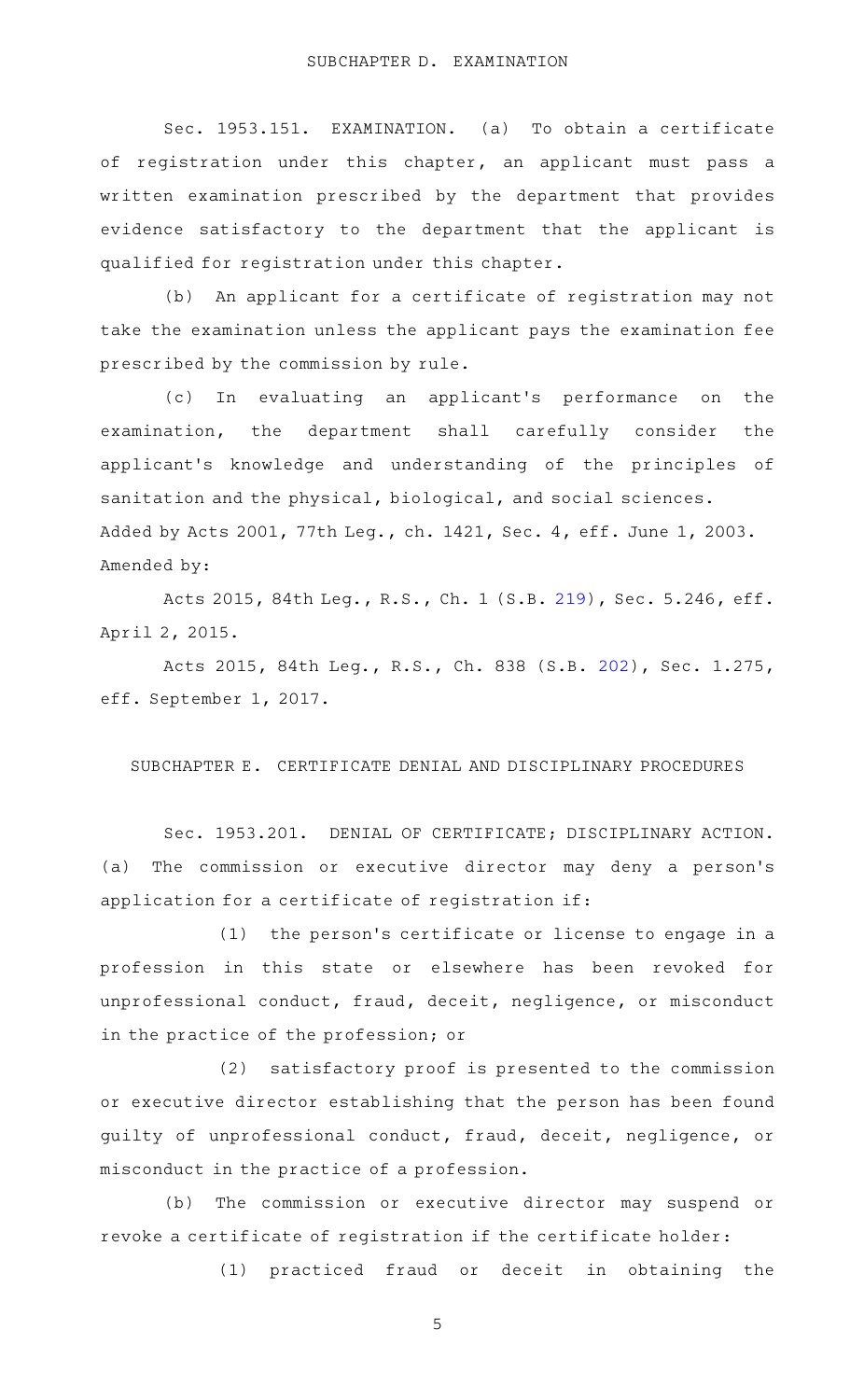SUBCHAPTER D. EXAMINATION

Sec. 1953.151. EXAMINATION. (a) To obtain a certificate of registration under this chapter, an applicant must pass a written examination prescribed by the department that provides evidence satisfactory to the department that the applicant is qualified for registration under this chapter.

(b) An applicant for a certificate of registration may not take the examination unless the applicant pays the examination fee prescribed by the commission by rule.

(c) In evaluating an applicant's performance on the examination, the department shall carefully consider the applicant's knowledge and understanding of the principles of sanitation and the physical, biological, and social sciences.

Added by Acts 2001, 77th Leg., ch. 1421, Sec. 4, eff. June 1, 2003.

Amended by:

Acts 2015, 84th Leg., R.S., Ch. 1 (S.B. 219), Sec. 5.246, eff. April 2, 2015.

Acts 2015, 84th Leg., R.S., Ch. 838 (S.B. 202), Sec. 1.275, eff. September 1, 2017.

SUBCHAPTER E. CERTIFICATE DENIAL AND DISCIPLINARY PROCEDURES

Sec. 1953.201. DENIAL OF CERTIFICATE; DISCIPLINARY ACTION. (a) The commission or executive director may deny a person's application for a certificate of registration if:

(1) the person's certificate or license to engage in a profession in this state or elsewhere has been revoked for unprofessional conduct, fraud, deceit, negligence, or misconduct in the practice of the profession; or

(2) satisfactory proof is presented to the commission or executive director establishing that the person has been found guilty of unprofessional conduct, fraud, deceit, negligence, or misconduct in the practice of a profession.

(b) The commission or executive director may suspend or revoke a certificate of registration if the certificate holder:

(1) practiced fraud or deceit in obtaining the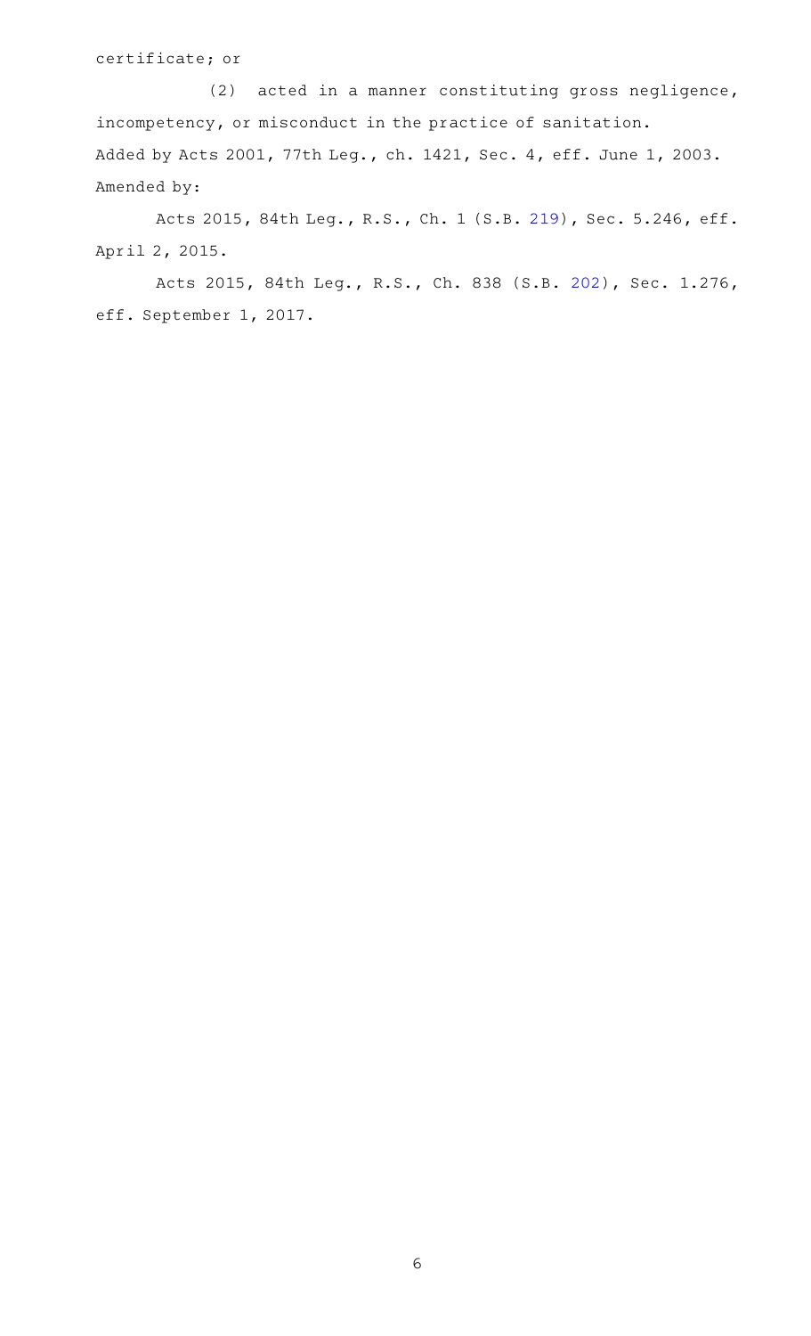certificate; or

(2) acted in a manner constituting gross negligence, incompetency, or misconduct in the practice of sanitation.

Added by Acts 2001, 77th Leg., ch. 1421, Sec. 4, eff. June 1, 2003.

Amended by:

Acts 2015, 84th Leg., R.S., Ch. 1 (S.B. 219), Sec. 5.246, eff. April 2, 2015.

Acts 2015, 84th Leg., R.S., Ch. 838 (S.B. 202), Sec. 1.276, eff. September 1, 2017.